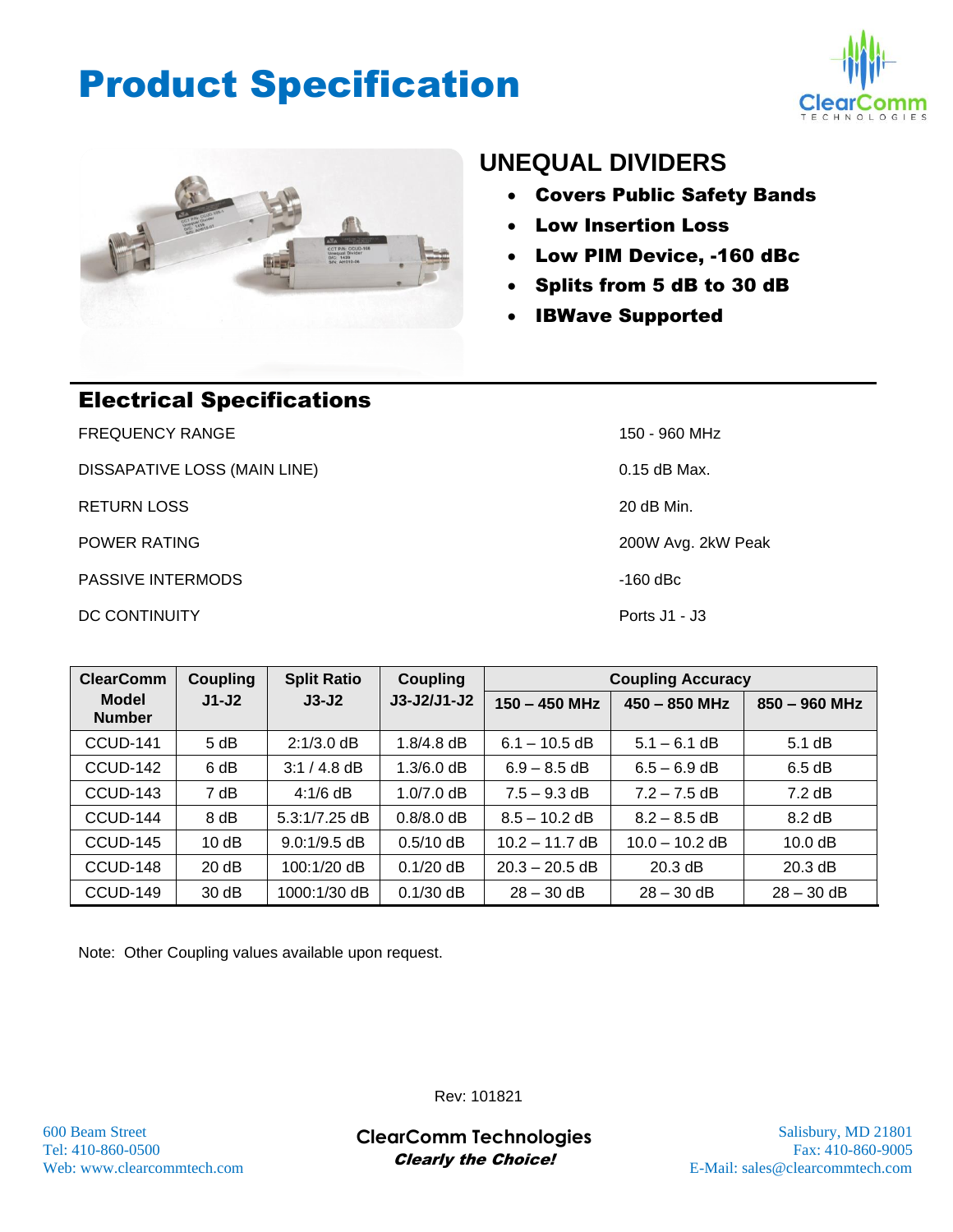# Product Specification

## UNEQUAL DIVIDERS

- **Covers Public Safety Bands**
- **Low Insertion Loss**
- **Low PIM Device, -160 dBc**
- **Splits from 5 dB to 30 dB**
- **IBWave Supported**

## Electrical Specifications

| | |
|---|---|
| FREQUENCY RANGE | 150 - 960 MHz |
| DISSAPATIVE LOSS (MAIN LINE) | 0.15 dB Max. |
| RETURN LOSS | 20 dB Min. |
| POWER RATING | 200W Avg. 2kW Peak |
| PASSIVE INTERMODS | -160 dBc |
| DC CONTINUITY | Ports J1 - J3 |

| ClearComm Model Number | Coupling J1-J2 | Split Ratio J3-J2 | Coupling J3-J2/J1-J2 | Coupling Accuracy | | |
|---|---|---|---|---|---|---|
| | | | | 150 – 450 MHz | 450 – 850 MHz | 850 – 960 MHz |
| CCUD-141 | 5 dB | 2:1/3.0 dB | 1.8/4.8 dB | 6.1 – 10.5 dB | 5.1 – 6.1 dB | 5.1 dB |
| CCUD-142 | 6 dB | 3:1 / 4.8 dB | 1.3/6.0 dB | 6.9 – 8.5 dB | 6.5 – 6.9 dB | 6.5 dB |
| CCUD-143 | 7 dB | 4:1/6 dB | 1.0/7.0 dB | 7.5 – 9.3 dB | 7.2 – 7.5 dB | 7.2 dB |
| CCUD-144 | 8 dB | 5.3:1/7.25 dB | 0.8/8.0 dB | 8.5 – 10.2 dB | 8.2 – 8.5 dB | 8.2 dB |
| CCUD-145 | 10 dB | 9.0:1/9.5 dB | 0.5/10 dB | 10.2 – 11.7 dB | 10.0 – 10.2 dB | 10.0 dB |
| CCUD-148 | 20 dB | 100:1/20 dB | 0.1/20 dB | 20.3 – 20.5 dB | 20.3 dB | 20.3 dB |
| CCUD-149 | 30 dB | 1000:1/30 dB | 0.1/30 dB | 28 – 30 dB | 28 – 30 dB | 28 – 30 dB |

Note: Other Coupling values available upon request.

Rev: 101821

600 Beam Street
Tel: 410-860-0500
Web: www.clearcommtech.com

**ClearComm Technologies**
***Clearly the Choice!***

Salisbury, MD 21801
Fax: 410-860-9005
E-Mail: sales@clearcommtech.com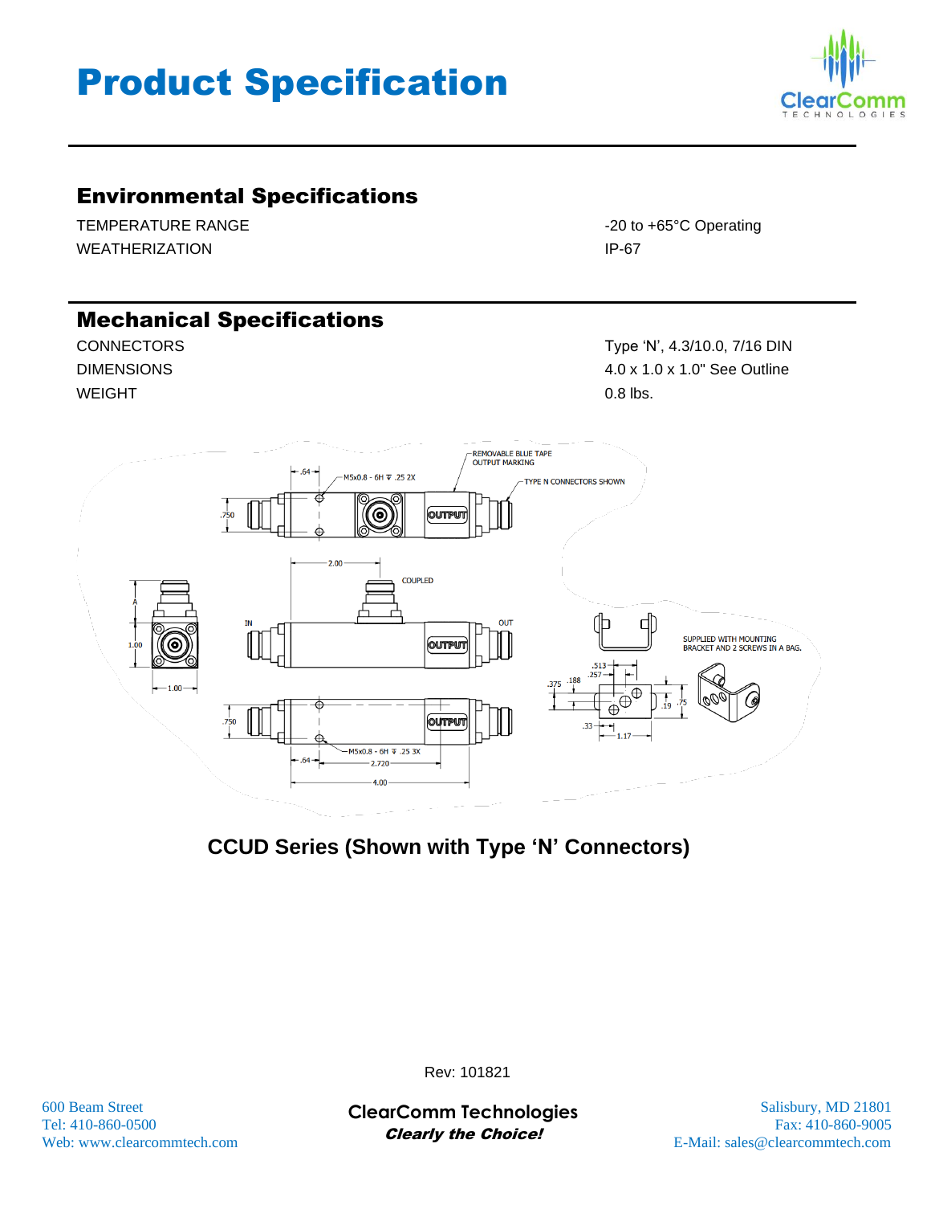# Product Specification

## Environmental Specifications

| | |
|---|---|
| TEMPERATURE RANGE | -20 to +65°C Operating |
| WEATHERIZATION | IP-67 |

## Mechanical Specifications

| | |
|---|---|
| CONNECTORS | Type 'N', 4.3/10.0, 7/16 DIN |
| DIMENSIONS | 4.0 x 1.0 x 1.0" See Outline |
| WEIGHT | 0.8 lbs. |

REMOVABLE BLUE TAPE OUTPUT MARKING
TYPE N CONNECTORS SHOWN
.64
M5x0.8 - 6H ∓ .25 2X
.750
OUTPUT
2.00
COUPLED
A
1.00
IN
OUT
1.00
SUPPLIED WITH MOUNTING BRACKET AND 2 SCREWS IN A BAG.
.513
.257
.375
.188
.19
.75
.33
1.17
.750
.64
M5x0.8 - 6H ∓ .25 3X
2.720
4.00

**CCUD Series (Shown with Type 'N' Connectors)**

Rev: 101821